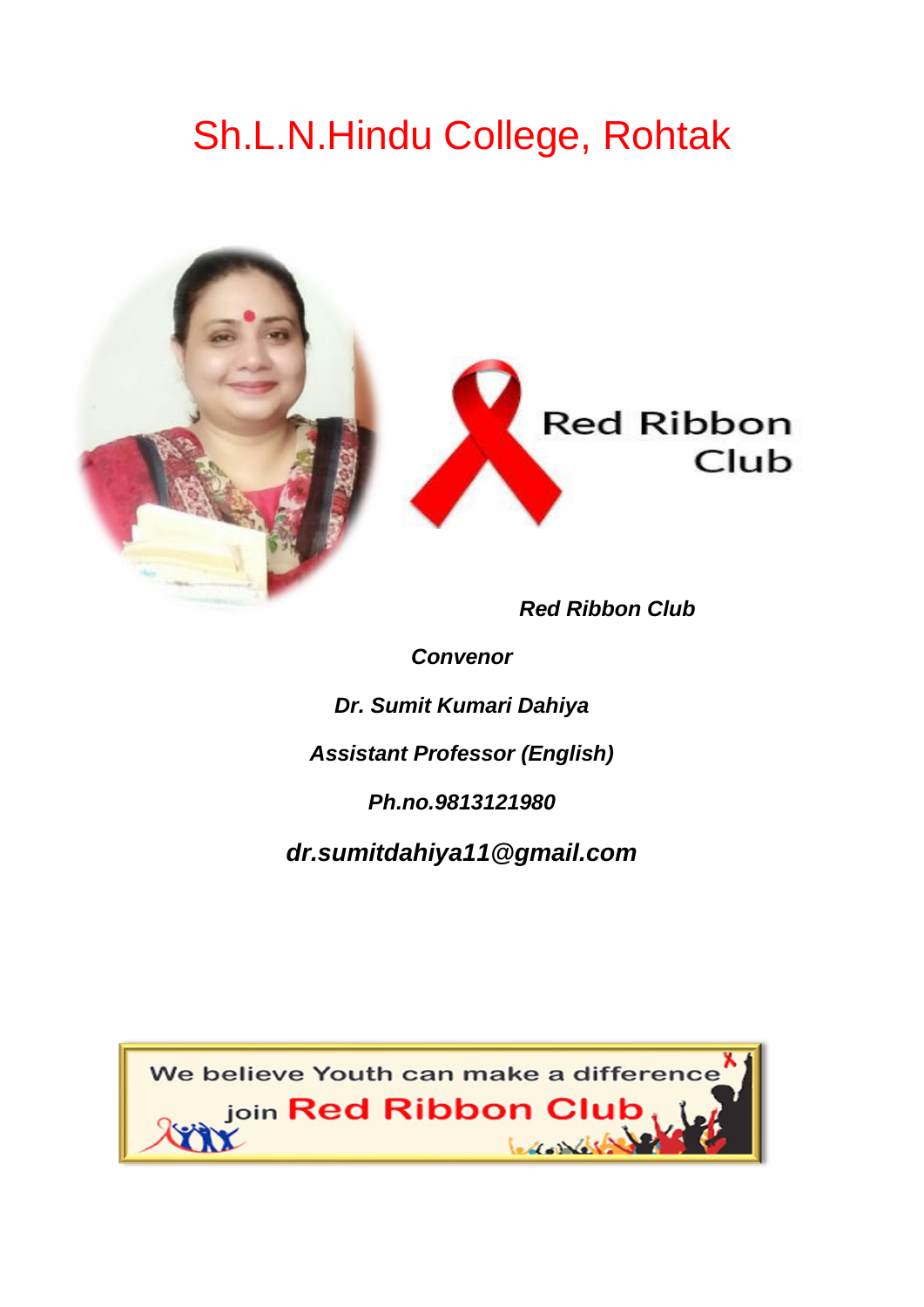# Sh.L.N.Hindu College, Rohtak

Red Ribbon Club

***Red Ribbon Club***

***Convenor***

***Dr. Sumit Kumari Dahiya***

***Assistant Professor (English)***

***Ph.no.9813121980***

***dr.sumitdahiya11@gmail.com***

We believe Youth can make a difference

join Red Ribbon Club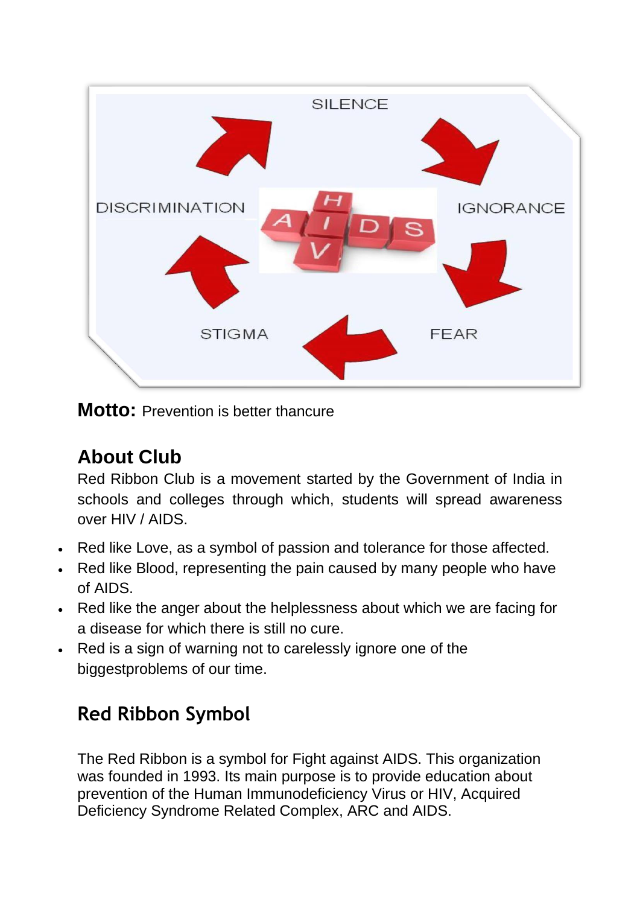SILENCE

IGNORANCE

FEAR

STIGMA

DISCRIMINATION

HIV AIDS

**Motto:** Prevention is better thancure

## About Club

Red Ribbon Club is a movement started by the Government of India in schools and colleges through which, students will spread awareness over HIV / AIDS.

- Red like Love, as a symbol of passion and tolerance for those affected.
- Red like Blood, representing the pain caused by many people who have of AIDS.
- Red like the anger about the helplessness about which we are facing for a disease for which there is still no cure.
- Red is a sign of warning not to carelessly ignore one of the biggestproblems of our time.

## Red Ribbon Symbol

The Red Ribbon is a symbol for Fight against AIDS. This organization was founded in 1993. Its main purpose is to provide education about prevention of the Human Immunodeficiency Virus or HIV, Acquired Deficiency Syndrome Related Complex, ARC and AIDS.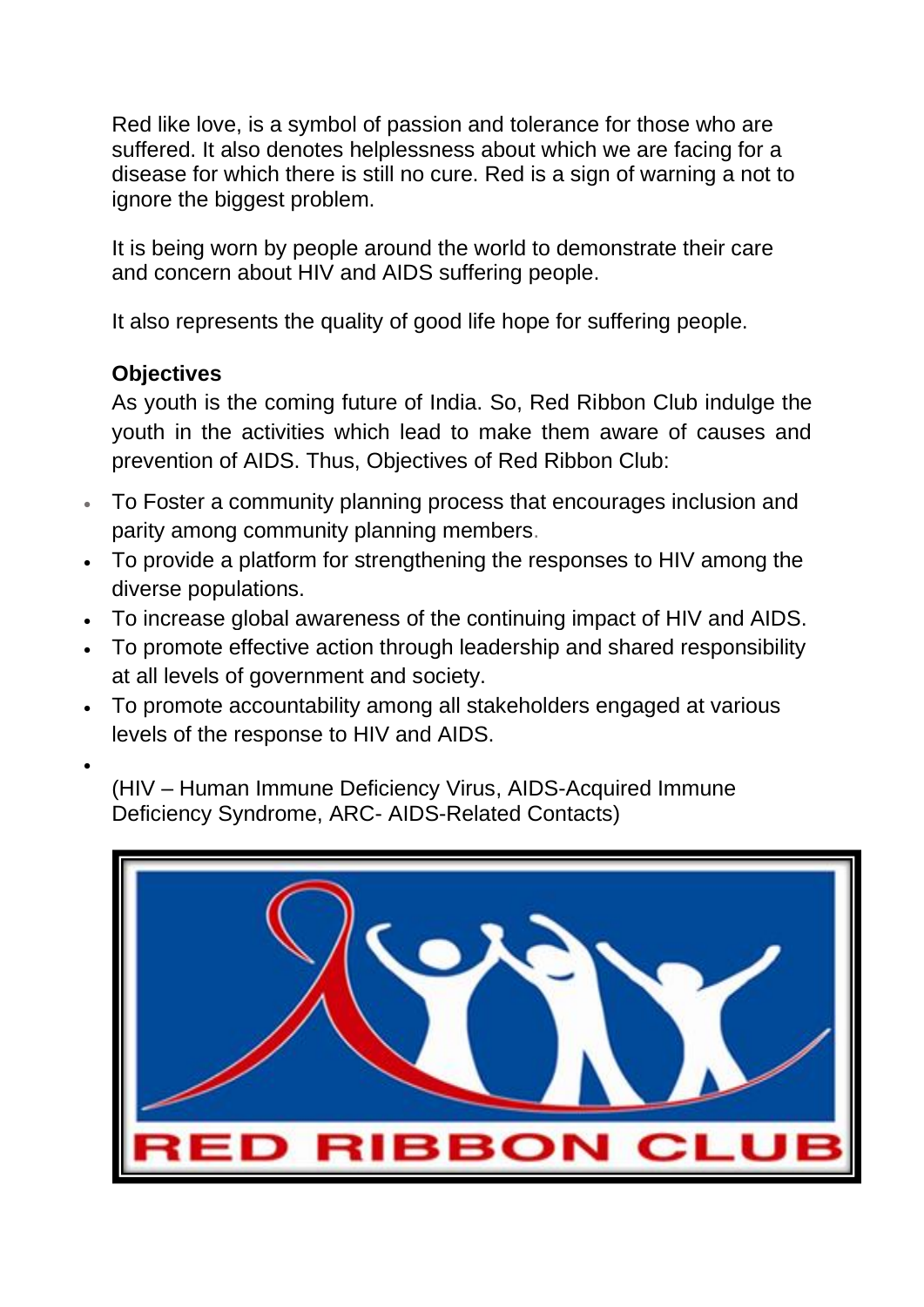Red like love, is a symbol of passion and tolerance for those who are suffered. It also denotes helplessness about which we are facing for a disease for which there is still no cure. Red is a sign of warning a not to ignore the biggest problem.

It is being worn by people around the world to demonstrate their care and concern about HIV and AIDS suffering people.

It also represents the quality of good life hope for suffering people.

**Objectives**

As youth is the coming future of India. So, Red Ribbon Club indulge the youth in the activities which lead to make them aware of causes and prevention of AIDS. Thus, Objectives of Red Ribbon Club:

- To Foster a community planning process that encourages inclusion and parity among community planning members.
- To provide a platform for strengthening the responses to HIV among the diverse populations.
- To increase global awareness of the continuing impact of HIV and AIDS.
- To promote effective action through leadership and shared responsibility at all levels of government and society.
- To promote accountability among all stakeholders engaged at various levels of the response to HIV and AIDS.

(HIV – Human Immune Deficiency Virus, AIDS-Acquired Immune Deficiency Syndrome, ARC- AIDS-Related Contacts)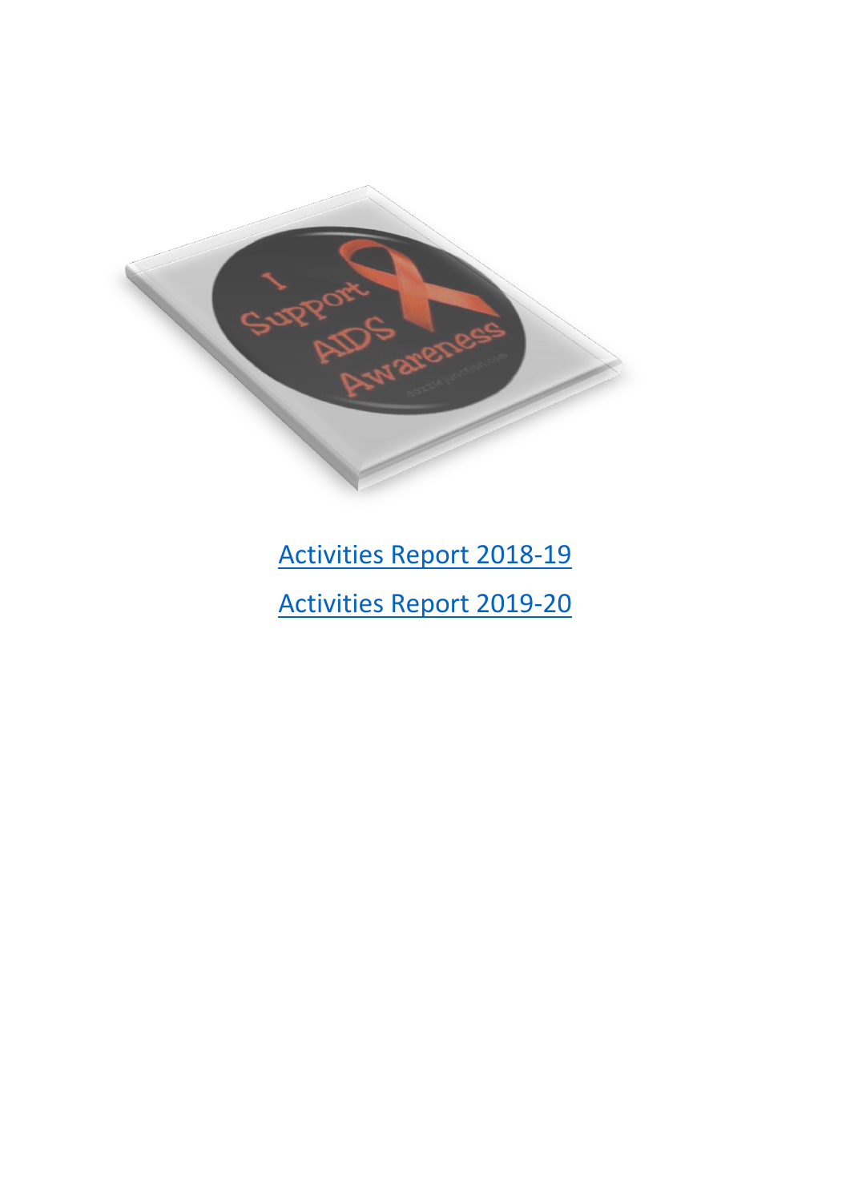Activities Report 2018-19

Activities Report 2019-20